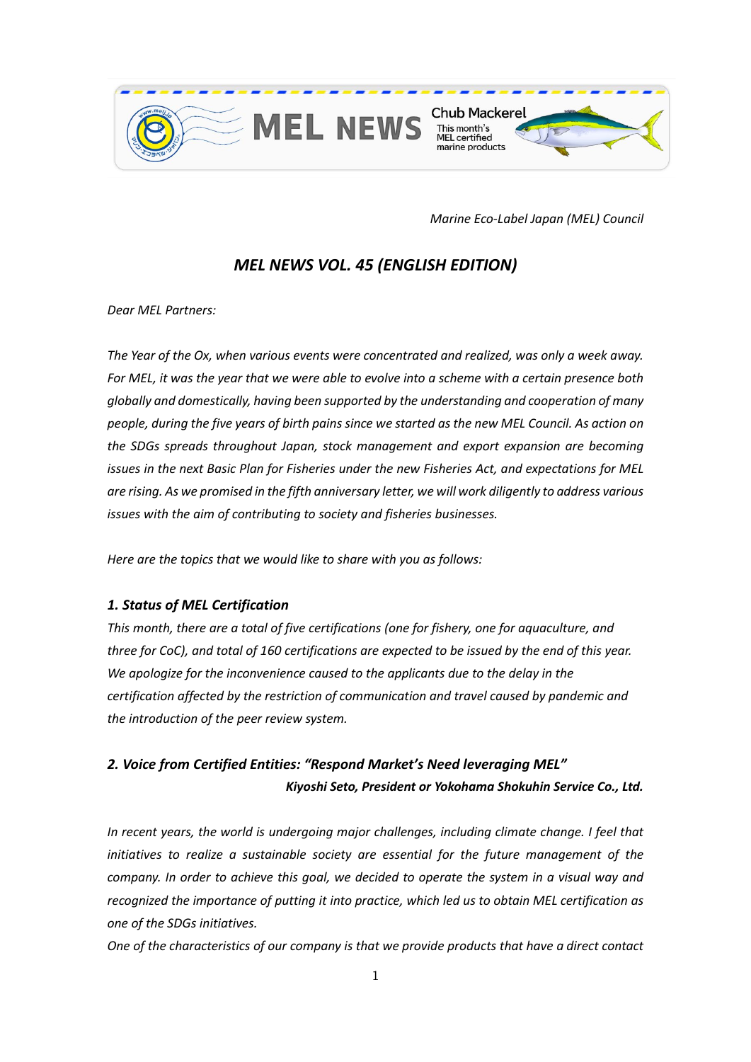MEL NEWS

Chub Mackerel
This month's MEL certified marine products

*Marine Eco-Label Japan (MEL) Council*

# *MEL NEWS VOL. 45 (ENGLISH EDITION)*

*Dear MEL Partners:*

*The Year of the Ox, when various events were concentrated and realized, was only a week away. For MEL, it was the year that we were able to evolve into a scheme with a certain presence both globally and domestically, having been supported by the understanding and cooperation of many people, during the five years of birth pains since we started as the new MEL Council. As action on the SDGs spreads throughout Japan, stock management and export expansion are becoming issues in the next Basic Plan for Fisheries under the new Fisheries Act, and expectations for MEL are rising. As we promised in the fifth anniversary letter, we will work diligently to address various issues with the aim of contributing to society and fisheries businesses.*

*Here are the topics that we would like to share with you as follows:*

## *1. Status of MEL Certification*

*This month, there are a total of five certifications (one for fishery, one for aquaculture, and three for CoC), and total of 160 certifications are expected to be issued by the end of this year. We apologize for the inconvenience caused to the applicants due to the delay in the certification affected by the restriction of communication and travel caused by pandemic and the introduction of the peer review system.*

## *2. Voice from Certified Entities: "Respond Market's Need leveraging MEL"*

***Kiyoshi Seto, President or Yokohama Shokuhin Service Co., Ltd.***

*In recent years, the world is undergoing major challenges, including climate change. I feel that initiatives to realize a sustainable society are essential for the future management of the company. In order to achieve this goal, we decided to operate the system in a visual way and recognized the importance of putting it into practice, which led us to obtain MEL certification as one of the SDGs initiatives.*

*One of the characteristics of our company is that we provide products that have a direct contact*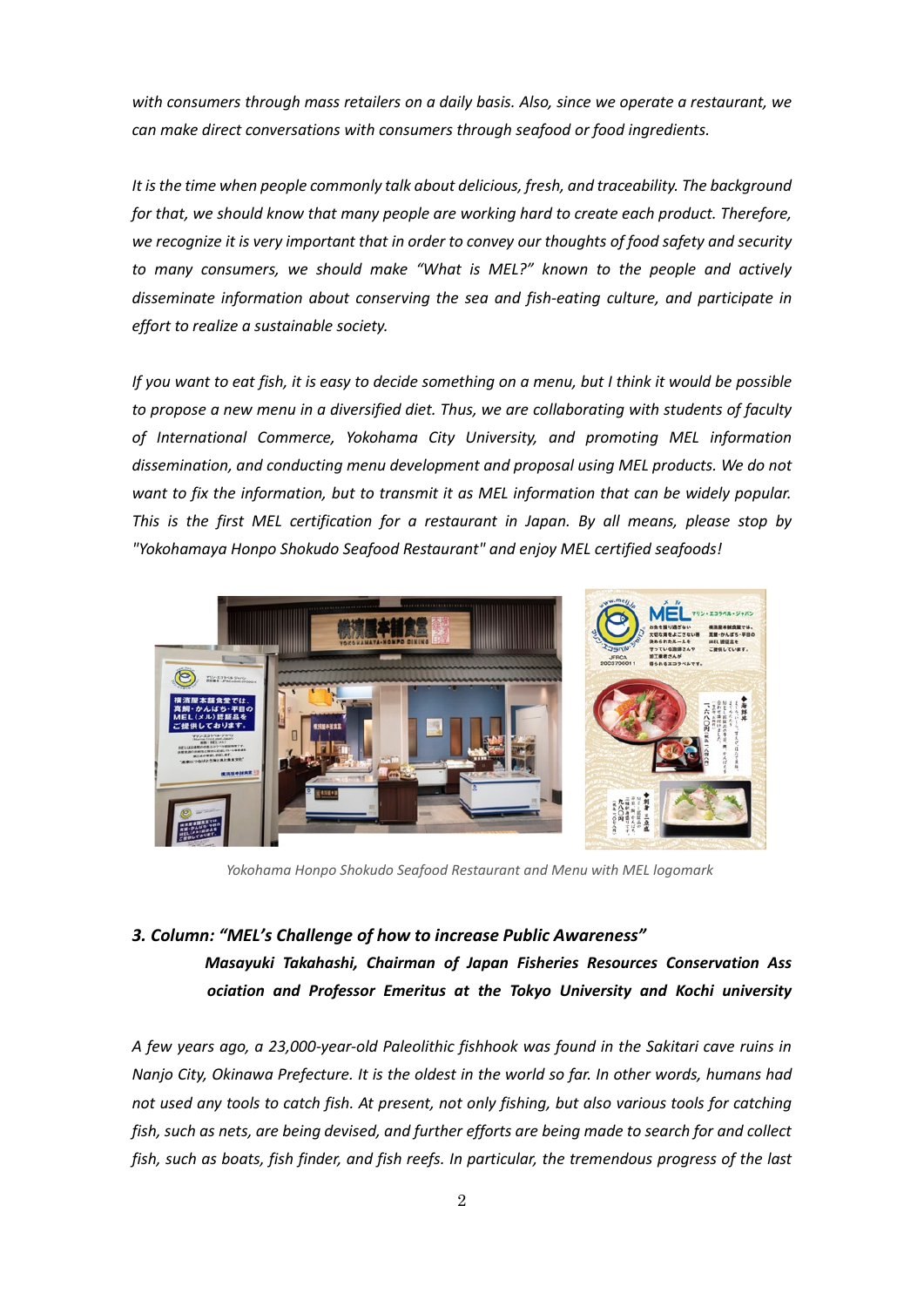*with consumers through mass retailers on a daily basis. Also, since we operate a restaurant, we can make direct conversations with consumers through seafood or food ingredients.*

*It is the time when people commonly talk about delicious, fresh, and traceability. The background for that, we should know that many people are working hard to create each product. Therefore, we recognize it is very important that in order to convey our thoughts of food safety and security to many consumers, we should make "What is MEL?" known to the people and actively disseminate information about conserving the sea and fish-eating culture, and participate in effort to realize a sustainable society.*

*If you want to eat fish, it is easy to decide something on a menu, but I think it would be possible to propose a new menu in a diversified diet. Thus, we are collaborating with students of faculty of International Commerce, Yokohama City University, and promoting MEL information dissemination, and conducting menu development and proposal using MEL products. We do not want to fix the information, but to transmit it as MEL information that can be widely popular. This is the first MEL certification for a restaurant in Japan. By all means, please stop by "Yokohamaya Honpo Shokudo Seafood Restaurant" and enjoy MEL certified seafoods!*

*Yokohama Honpo Shokudo Seafood Restaurant and Menu with MEL logomark*

### *3. Column: "MEL's Challenge of how to increase Public Awareness"*

***Masayuki Takahashi, Chairman of Japan Fisheries Resources Conservation Association and Professor Emeritus at the Tokyo University and Kochi university***

*A few years ago, a 23,000-year-old Paleolithic fishhook was found in the Sakitari cave ruins in Nanjo City, Okinawa Prefecture. It is the oldest in the world so far. In other words, humans had not used any tools to catch fish. At present, not only fishing, but also various tools for catching fish, such as nets, are being devised, and further efforts are being made to search for and collect fish, such as boats, fish finder, and fish reefs. In particular, the tremendous progress of the last*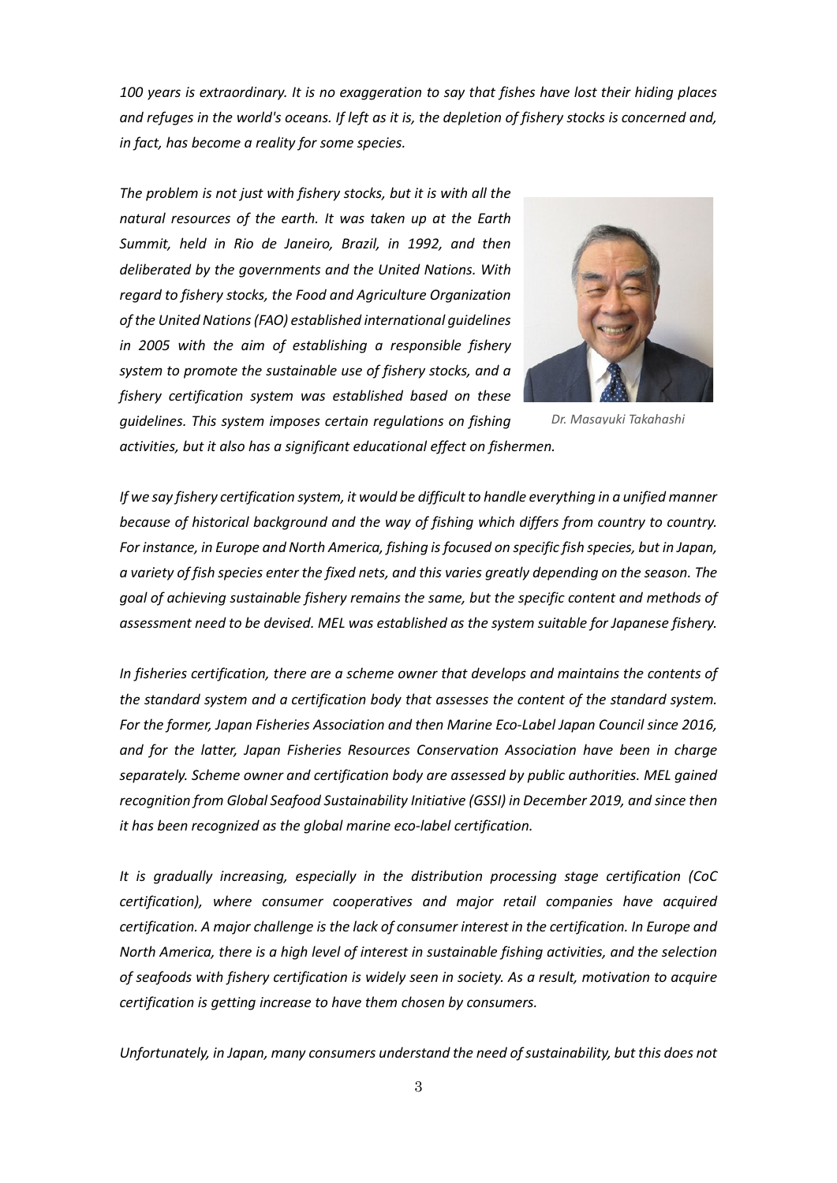*100 years is extraordinary. It is no exaggeration to say that fishes have lost their hiding places and refuges in the world's oceans. If left as it is, the depletion of fishery stocks is concerned and, in fact, has become a reality for some species.*

*The problem is not just with fishery stocks, but it is with all the natural resources of the earth. It was taken up at the Earth Summit, held in Rio de Janeiro, Brazil, in 1992, and then deliberated by the governments and the United Nations. With regard to fishery stocks, the Food and Agriculture Organization of the United Nations (FAO) established international guidelines in 2005 with the aim of establishing a responsible fishery system to promote the sustainable use of fishery stocks, and a fishery certification system was established based on these guidelines. This system imposes certain regulations on fishing activities, but it also has a significant educational effect on fishermen.*

*Dr. Masayuki Takahashi*

*If we say fishery certification system, it would be difficult to handle everything in a unified manner because of historical background and the way of fishing which differs from country to country. For instance, in Europe and North America, fishing is focused on specific fish species, but in Japan, a variety of fish species enter the fixed nets, and this varies greatly depending on the season. The goal of achieving sustainable fishery remains the same, but the specific content and methods of assessment need to be devised. MEL was established as the system suitable for Japanese fishery.*

*In fisheries certification, there are a scheme owner that develops and maintains the contents of the standard system and a certification body that assesses the content of the standard system. For the former, Japan Fisheries Association and then Marine Eco-Label Japan Council since 2016, and for the latter, Japan Fisheries Resources Conservation Association have been in charge separately. Scheme owner and certification body are assessed by public authorities. MEL gained recognition from Global Seafood Sustainability Initiative (GSSI) in December 2019, and since then it has been recognized as the global marine eco-label certification.*

*It is gradually increasing, especially in the distribution processing stage certification (CoC certification), where consumer cooperatives and major retail companies have acquired certification. A major challenge is the lack of consumer interest in the certification. In Europe and North America, there is a high level of interest in sustainable fishing activities, and the selection of seafoods with fishery certification is widely seen in society. As a result, motivation to acquire certification is getting increase to have them chosen by consumers.*

*Unfortunately, in Japan, many consumers understand the need of sustainability, but this does not*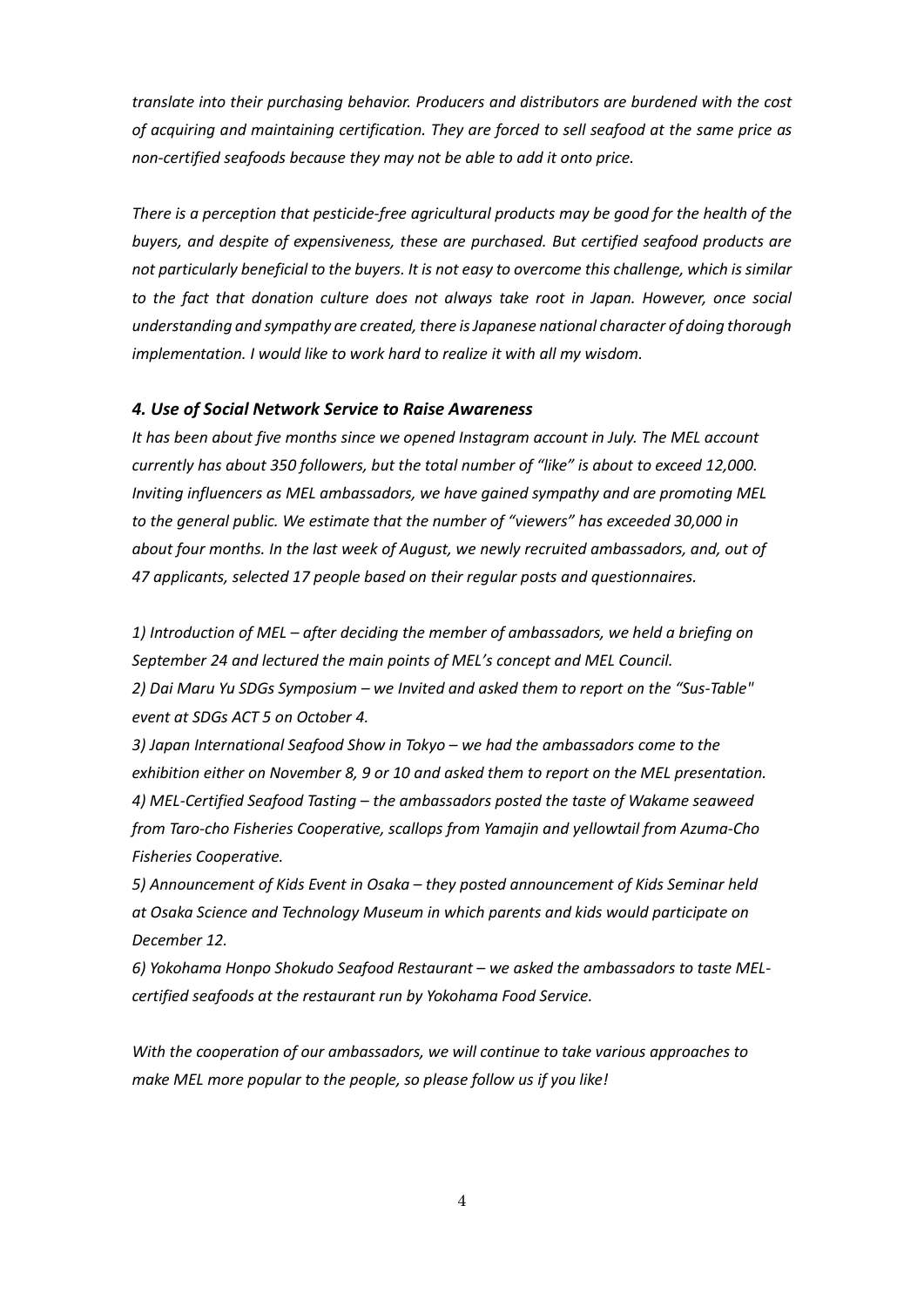*translate into their purchasing behavior. Producers and distributors are burdened with the cost of acquiring and maintaining certification. They are forced to sell seafood at the same price as non-certified seafoods because they may not be able to add it onto price.*

*There is a perception that pesticide-free agricultural products may be good for the health of the buyers, and despite of expensiveness, these are purchased. But certified seafood products are not particularly beneficial to the buyers. It is not easy to overcome this challenge, which is similar to the fact that donation culture does not always take root in Japan. However, once social understanding and sympathy are created, there is Japanese national character of doing thorough implementation. I would like to work hard to realize it with all my wisdom.*

### *4. Use of Social Network Service to Raise Awareness*

*It has been about five months since we opened Instagram account in July. The MEL account currently has about 350 followers, but the total number of "like" is about to exceed 12,000. Inviting influencers as MEL ambassadors, we have gained sympathy and are promoting MEL to the general public. We estimate that the number of "viewers" has exceeded 30,000 in about four months. In the last week of August, we newly recruited ambassadors, and, out of 47 applicants, selected 17 people based on their regular posts and questionnaires.*

*1) Introduction of MEL – after deciding the member of ambassadors, we held a briefing on September 24 and lectured the main points of MEL's concept and MEL Council.*
*2) Dai Maru Yu SDGs Symposium – we Invited and asked them to report on the "Sus-Table" event at SDGs ACT 5 on October 4.*
*3) Japan International Seafood Show in Tokyo – we had the ambassadors come to the exhibition either on November 8, 9 or 10 and asked them to report on the MEL presentation.*
*4) MEL-Certified Seafood Tasting – the ambassadors posted the taste of Wakame seaweed from Taro-cho Fisheries Cooperative, scallops from Yamajin and yellowtail from Azuma-Cho Fisheries Cooperative.*
*5) Announcement of Kids Event in Osaka – they posted announcement of Kids Seminar held at Osaka Science and Technology Museum in which parents and kids would participate on December 12.*
*6) Yokohama Honpo Shokudo Seafood Restaurant – we asked the ambassadors to taste MEL-certified seafoods at the restaurant run by Yokohama Food Service.*

*With the cooperation of our ambassadors, we will continue to take various approaches to make MEL more popular to the people, so please follow us if you like!*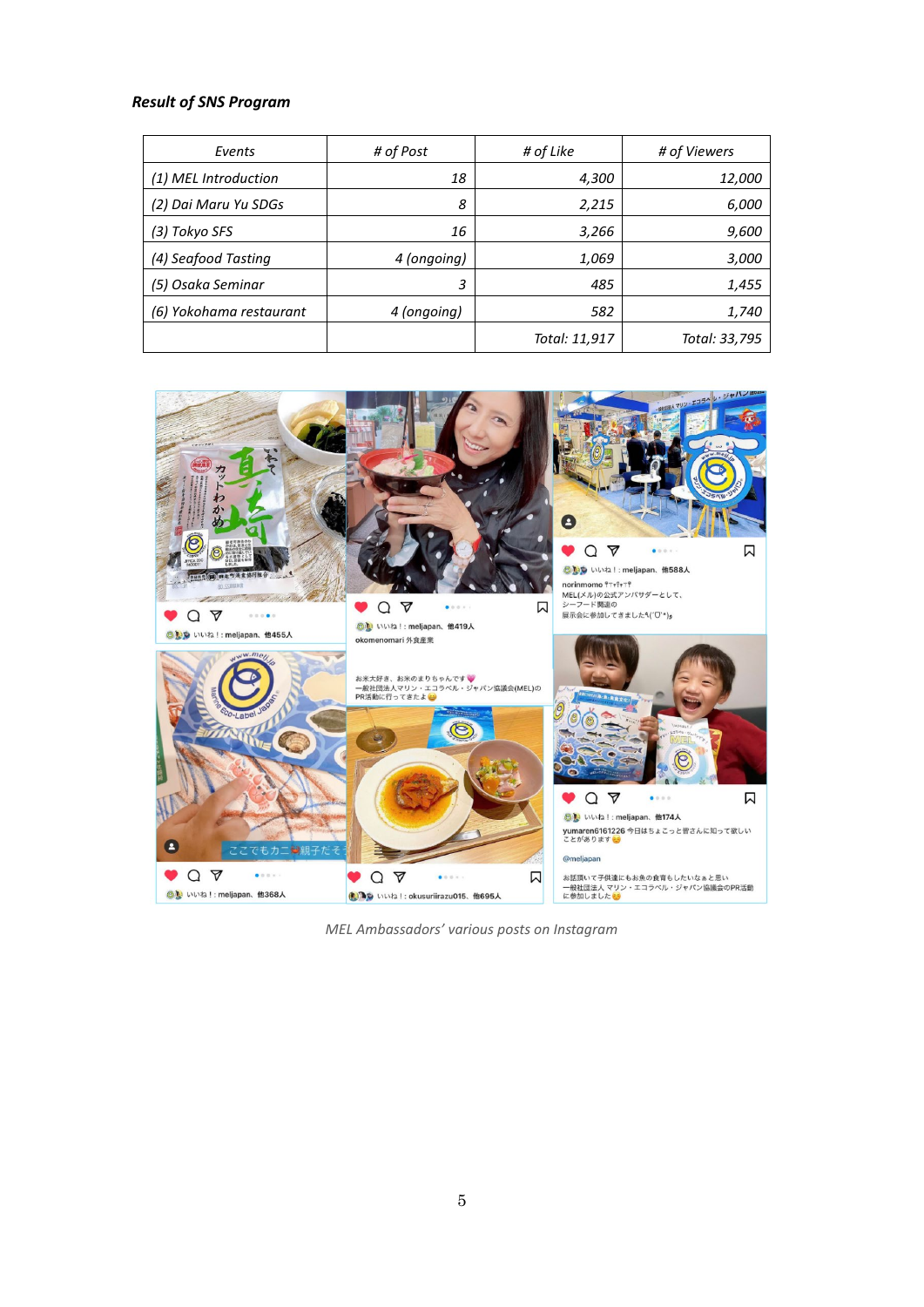***Result of SNS Program***

| *Events* | *# of Post* | *# of Like* | *# of Viewers* |
|---|---|---|---|
| *(1) MEL Introduction* | *18* | *4,300* | *12,000* |
| *(2) Dai Maru Yu SDGs* | *8* | *2,215* | *6,000* |
| *(3) Tokyo SFS* | *16* | *3,266* | *9,600* |
| *(4) Seafood Tasting* | *4 (ongoing)* | *1,069* | *3,000* |
| *(5) Osaka Seminar* | *3* | *485* | *1,455* |
| *(6) Yokohama restaurant* | *4 (ongoing)* | *582* | *1,740* |
| | | *Total: 11,917* | *Total: 33,795* |

*MEL Ambassadors' various posts on Instagram*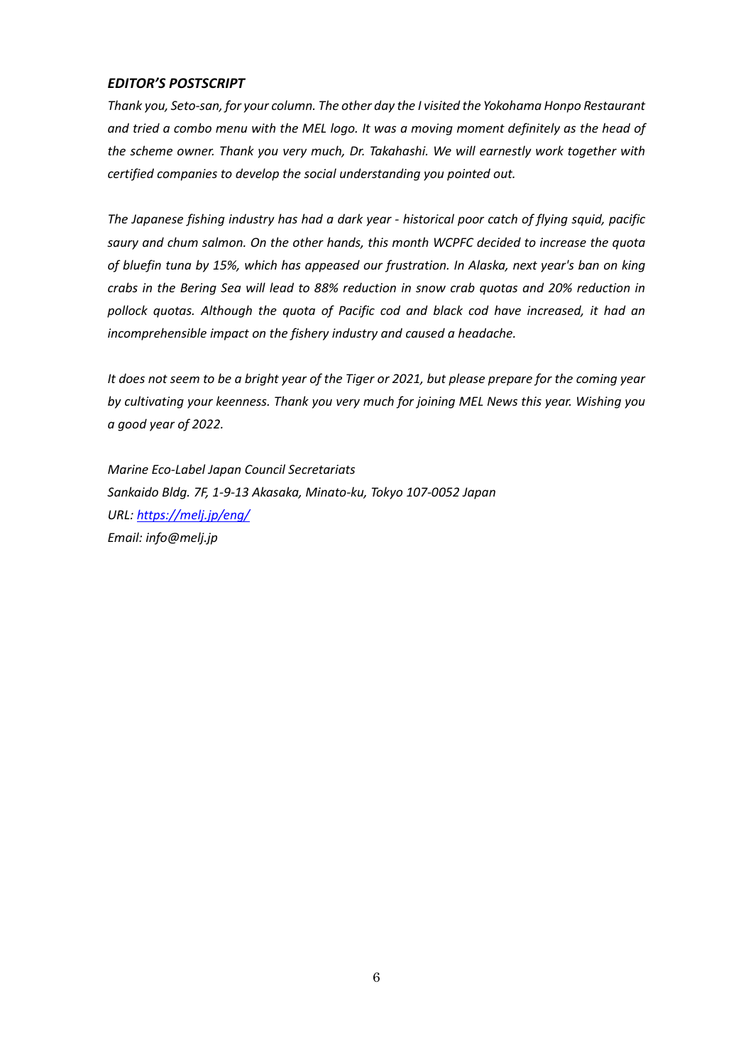### *EDITOR'S POSTSCRIPT*

*Thank you, Seto-san, for your column. The other day the I visited the Yokohama Honpo Restaurant and tried a combo menu with the MEL logo. It was a moving moment definitely as the head of the scheme owner. Thank you very much, Dr. Takahashi. We will earnestly work together with certified companies to develop the social understanding you pointed out.*

*The Japanese fishing industry has had a dark year - historical poor catch of flying squid, pacific saury and chum salmon. On the other hands, this month WCPFC decided to increase the quota of bluefin tuna by 15%, which has appeased our frustration. In Alaska, next year's ban on king crabs in the Bering Sea will lead to 88% reduction in snow crab quotas and 20% reduction in pollock quotas. Although the quota of Pacific cod and black cod have increased, it had an incomprehensible impact on the fishery industry and caused a headache.*

*It does not seem to be a bright year of the Tiger or 2021, but please prepare for the coming year by cultivating your keenness. Thank you very much for joining MEL News this year. Wishing you a good year of 2022.*

*Marine Eco-Label Japan Council Secretariats*
*Sankaido Bldg. 7F, 1-9-13 Akasaka, Minato-ku, Tokyo 107-0052 Japan*
*URL: [https://melj.jp/eng/](https://melj.jp/eng/)*
*Email: info@melj.jp*